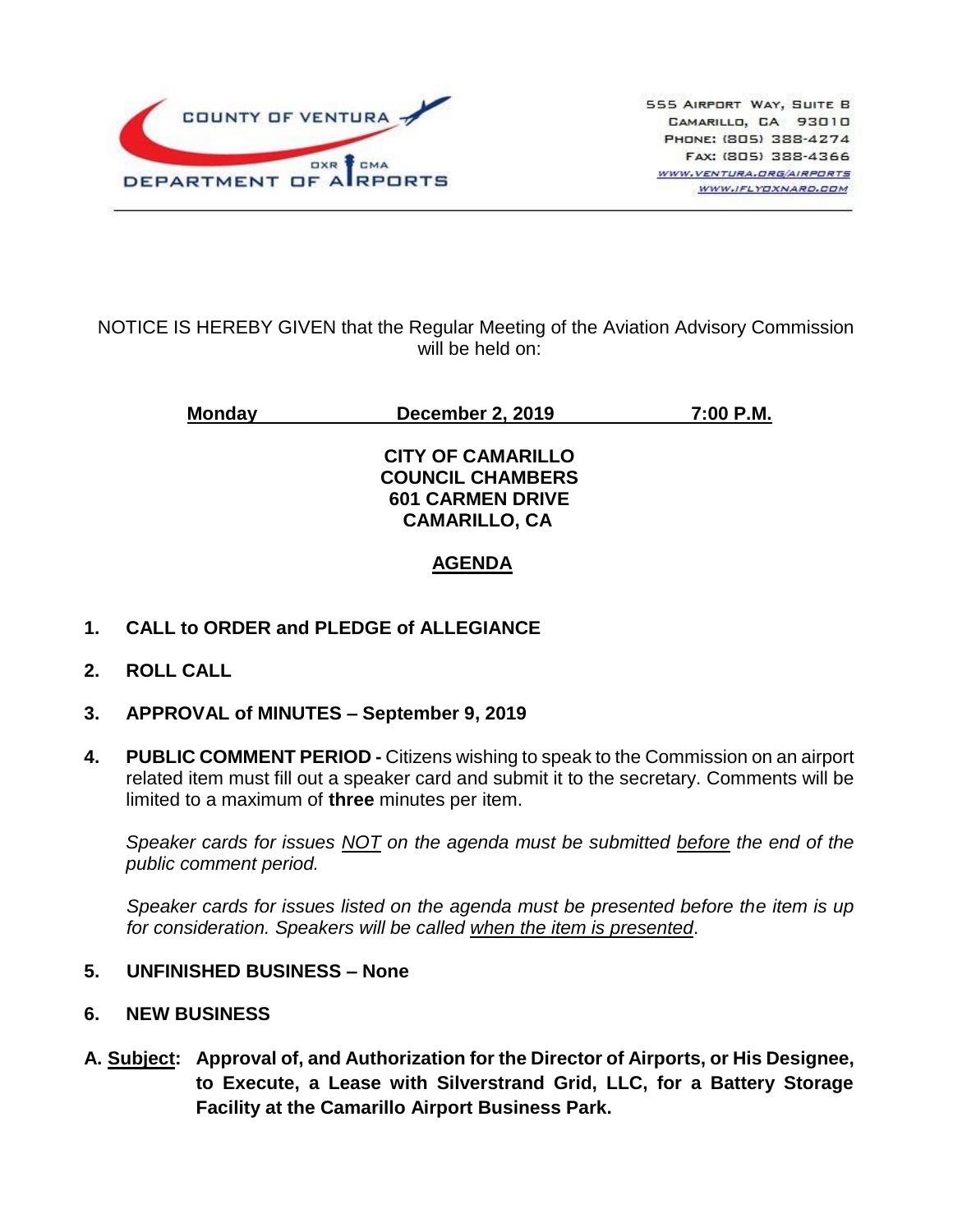COUNTY OF VENTURA
OXR CMA
DEPARTMENT OF AIRPORTS

555 Airport Way, Suite B
Camarillo, CA 93010
Phone: (805) 388-4274
Fax: (805) 388-4366
www.ventura.org/airports
www.iflyoxnard.com

NOTICE IS HEREBY GIVEN that the Regular Meeting of the Aviation Advisory Commission will be held on:

**Monday December 2, 2019 7:00 P.M.**

**CITY OF CAMARILLO**
**COUNCIL CHAMBERS**
**601 CARMEN DRIVE**
**CAMARILLO, CA**

## AGENDA

1. **CALL to ORDER and PLEDGE of ALLEGIANCE**

2. **ROLL CALL**

3. **APPROVAL of MINUTES – September 9, 2019**

4. **PUBLIC COMMENT PERIOD -** Citizens wishing to speak to the Commission on an airport related item must fill out a speaker card and submit it to the secretary. Comments will be limited to a maximum of **three** minutes per item.

   *Speaker cards for issues NOT on the agenda must be submitted before the end of the public comment period.*

   *Speaker cards for issues listed on the agenda must be presented before the item is up for consideration. Speakers will be called when the item is presented.*

5. **UNFINISHED BUSINESS – None**

6. **NEW BUSINESS**

**A. Subject: Approval of, and Authorization for the Director of Airports, or His Designee, to Execute, a Lease with Silverstrand Grid, LLC, for a Battery Storage Facility at the Camarillo Airport Business Park.**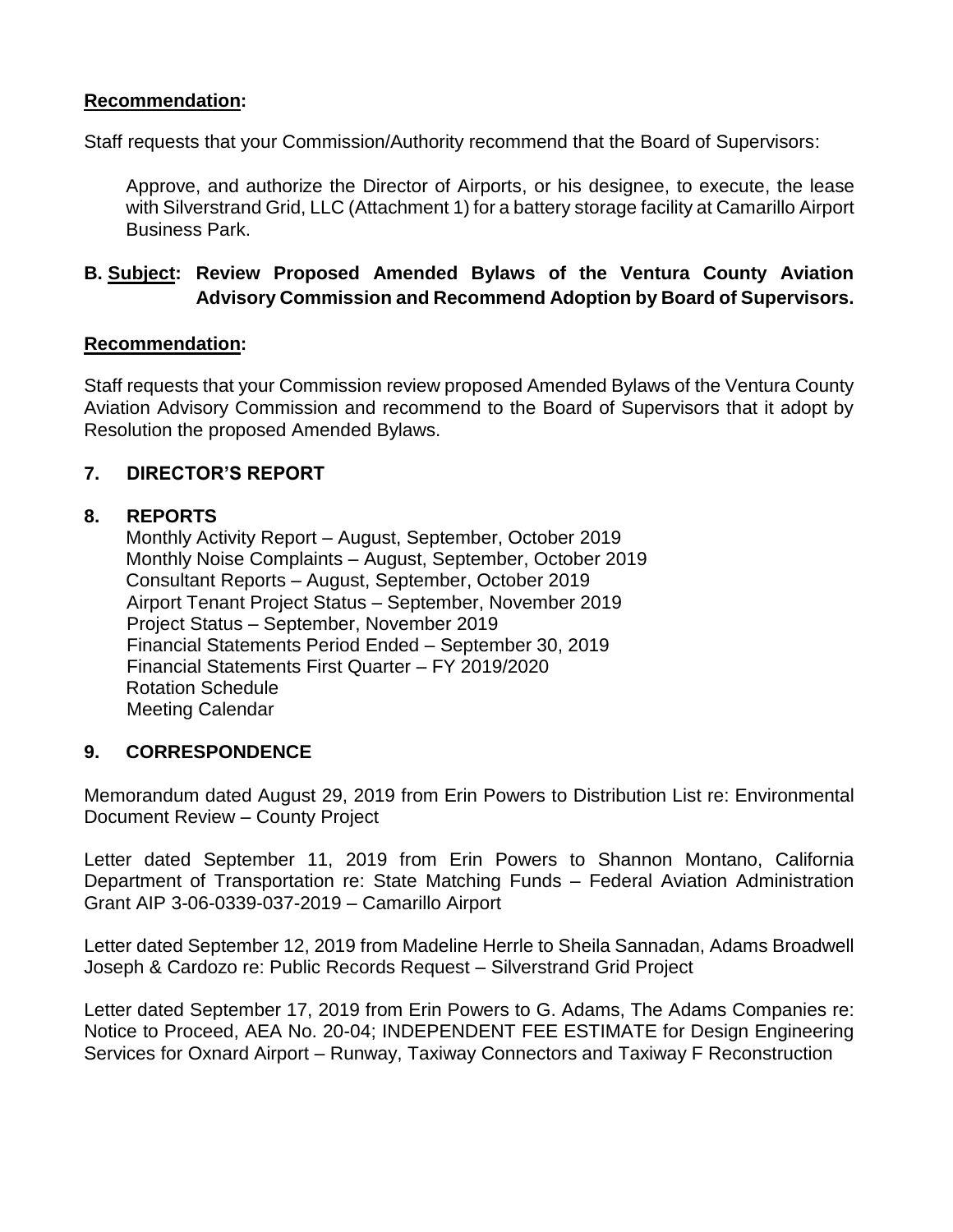**Recommendation:**

Staff requests that your Commission/Authority recommend that the Board of Supervisors:

> Approve, and authorize the Director of Airports, or his designee, to execute, the lease with Silverstrand Grid, LLC (Attachment 1) for a battery storage facility at Camarillo Airport Business Park.

**B. Subject: Review Proposed Amended Bylaws of the Ventura County Aviation Advisory Commission and Recommend Adoption by Board of Supervisors.**

**Recommendation:**

Staff requests that your Commission review proposed Amended Bylaws of the Ventura County Aviation Advisory Commission and recommend to the Board of Supervisors that it adopt by Resolution the proposed Amended Bylaws.

## 7. DIRECTOR'S REPORT

## 8. REPORTS

Monthly Activity Report – August, September, October 2019
Monthly Noise Complaints – August, September, October 2019
Consultant Reports – August, September, October 2019
Airport Tenant Project Status – September, November 2019
Project Status – September, November 2019
Financial Statements Period Ended – September 30, 2019
Financial Statements First Quarter – FY 2019/2020
Rotation Schedule
Meeting Calendar

## 9. CORRESPONDENCE

Memorandum dated August 29, 2019 from Erin Powers to Distribution List re: Environmental Document Review – County Project

Letter dated September 11, 2019 from Erin Powers to Shannon Montano, California Department of Transportation re: State Matching Funds – Federal Aviation Administration Grant AIP 3-06-0339-037-2019 – Camarillo Airport

Letter dated September 12, 2019 from Madeline Herrle to Sheila Sannadan, Adams Broadwell Joseph & Cardozo re: Public Records Request – Silverstrand Grid Project

Letter dated September 17, 2019 from Erin Powers to G. Adams, The Adams Companies re: Notice to Proceed, AEA No. 20-04; INDEPENDENT FEE ESTIMATE for Design Engineering Services for Oxnard Airport – Runway, Taxiway Connectors and Taxiway F Reconstruction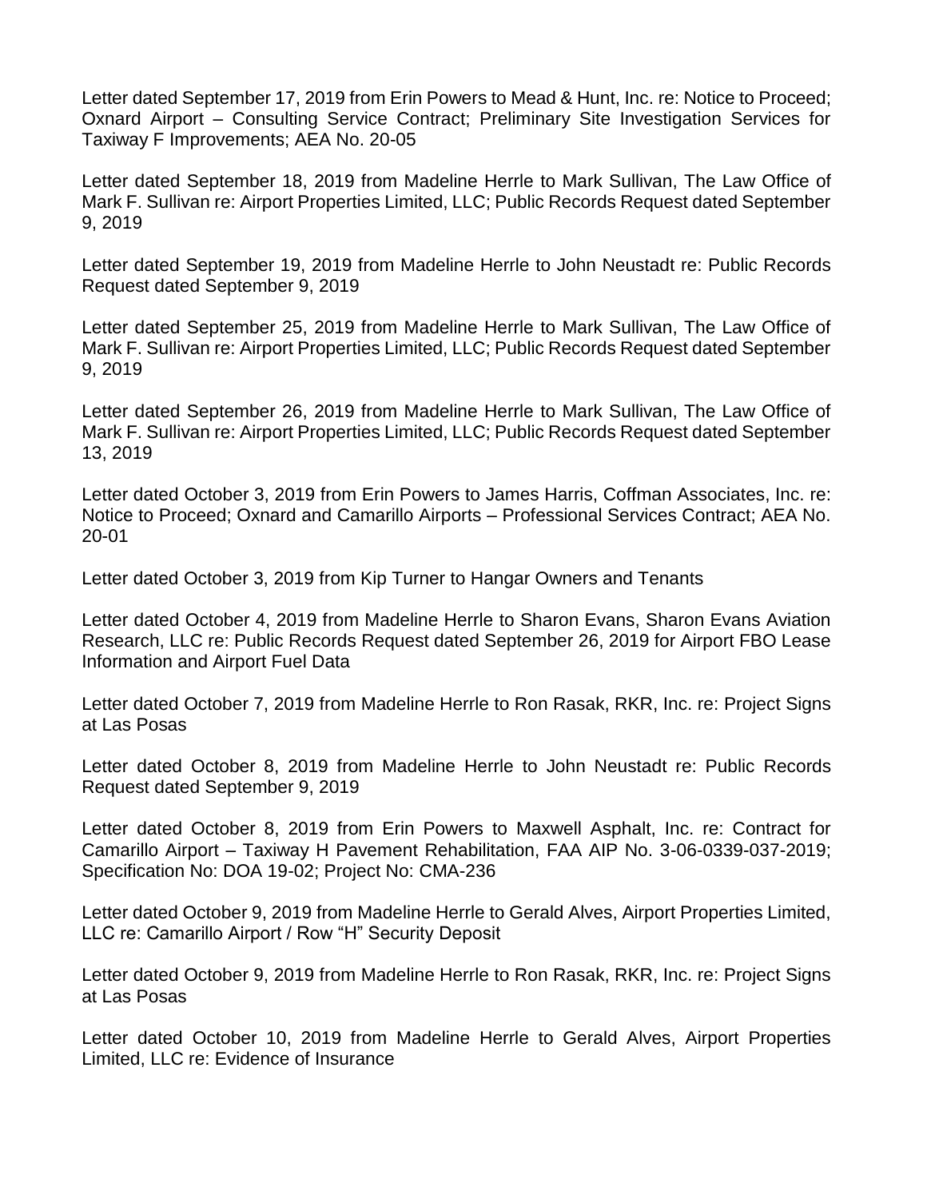Letter dated September 17, 2019 from Erin Powers to Mead & Hunt, Inc. re: Notice to Proceed; Oxnard Airport – Consulting Service Contract; Preliminary Site Investigation Services for Taxiway F Improvements; AEA No. 20-05

Letter dated September 18, 2019 from Madeline Herrle to Mark Sullivan, The Law Office of Mark F. Sullivan re: Airport Properties Limited, LLC; Public Records Request dated September 9, 2019

Letter dated September 19, 2019 from Madeline Herrle to John Neustadt re: Public Records Request dated September 9, 2019

Letter dated September 25, 2019 from Madeline Herrle to Mark Sullivan, The Law Office of Mark F. Sullivan re: Airport Properties Limited, LLC; Public Records Request dated September 9, 2019

Letter dated September 26, 2019 from Madeline Herrle to Mark Sullivan, The Law Office of Mark F. Sullivan re: Airport Properties Limited, LLC; Public Records Request dated September 13, 2019

Letter dated October 3, 2019 from Erin Powers to James Harris, Coffman Associates, Inc. re: Notice to Proceed; Oxnard and Camarillo Airports – Professional Services Contract; AEA No. 20-01

Letter dated October 3, 2019 from Kip Turner to Hangar Owners and Tenants

Letter dated October 4, 2019 from Madeline Herrle to Sharon Evans, Sharon Evans Aviation Research, LLC re: Public Records Request dated September 26, 2019 for Airport FBO Lease Information and Airport Fuel Data

Letter dated October 7, 2019 from Madeline Herrle to Ron Rasak, RKR, Inc. re: Project Signs at Las Posas

Letter dated October 8, 2019 from Madeline Herrle to John Neustadt re: Public Records Request dated September 9, 2019

Letter dated October 8, 2019 from Erin Powers to Maxwell Asphalt, Inc. re: Contract for Camarillo Airport – Taxiway H Pavement Rehabilitation, FAA AIP No. 3-06-0339-037-2019; Specification No: DOA 19-02; Project No: CMA-236

Letter dated October 9, 2019 from Madeline Herrle to Gerald Alves, Airport Properties Limited, LLC re: Camarillo Airport / Row "H" Security Deposit

Letter dated October 9, 2019 from Madeline Herrle to Ron Rasak, RKR, Inc. re: Project Signs at Las Posas

Letter dated October 10, 2019 from Madeline Herrle to Gerald Alves, Airport Properties Limited, LLC re: Evidence of Insurance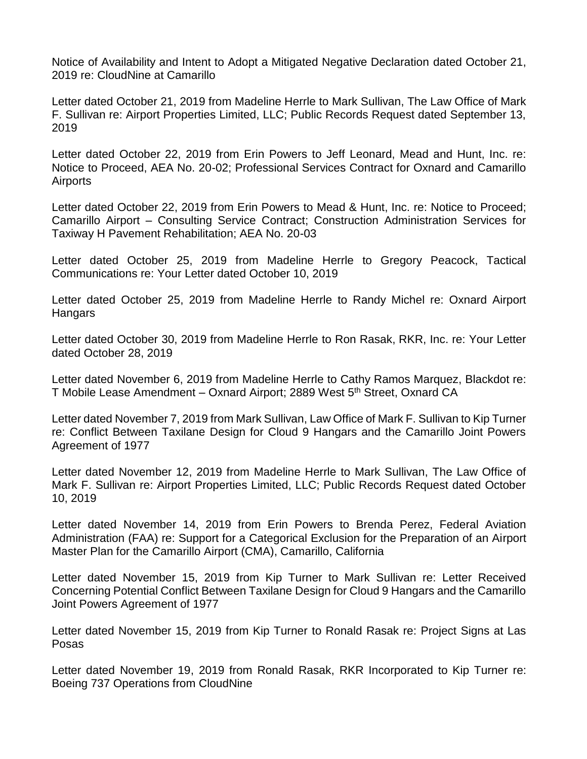Notice of Availability and Intent to Adopt a Mitigated Negative Declaration dated October 21, 2019 re: CloudNine at Camarillo

Letter dated October 21, 2019 from Madeline Herrle to Mark Sullivan, The Law Office of Mark F. Sullivan re: Airport Properties Limited, LLC; Public Records Request dated September 13, 2019

Letter dated October 22, 2019 from Erin Powers to Jeff Leonard, Mead and Hunt, Inc. re: Notice to Proceed, AEA No. 20-02; Professional Services Contract for Oxnard and Camarillo Airports

Letter dated October 22, 2019 from Erin Powers to Mead & Hunt, Inc. re: Notice to Proceed; Camarillo Airport – Consulting Service Contract; Construction Administration Services for Taxiway H Pavement Rehabilitation; AEA No. 20-03

Letter dated October 25, 2019 from Madeline Herrle to Gregory Peacock, Tactical Communications re: Your Letter dated October 10, 2019

Letter dated October 25, 2019 from Madeline Herrle to Randy Michel re: Oxnard Airport Hangars

Letter dated October 30, 2019 from Madeline Herrle to Ron Rasak, RKR, Inc. re: Your Letter dated October 28, 2019

Letter dated November 6, 2019 from Madeline Herrle to Cathy Ramos Marquez, Blackdot re: T Mobile Lease Amendment – Oxnard Airport; 2889 West 5th Street, Oxnard CA

Letter dated November 7, 2019 from Mark Sullivan, Law Office of Mark F. Sullivan to Kip Turner re: Conflict Between Taxilane Design for Cloud 9 Hangars and the Camarillo Joint Powers Agreement of 1977

Letter dated November 12, 2019 from Madeline Herrle to Mark Sullivan, The Law Office of Mark F. Sullivan re: Airport Properties Limited, LLC; Public Records Request dated October 10, 2019

Letter dated November 14, 2019 from Erin Powers to Brenda Perez, Federal Aviation Administration (FAA) re: Support for a Categorical Exclusion for the Preparation of an Airport Master Plan for the Camarillo Airport (CMA), Camarillo, California

Letter dated November 15, 2019 from Kip Turner to Mark Sullivan re: Letter Received Concerning Potential Conflict Between Taxilane Design for Cloud 9 Hangars and the Camarillo Joint Powers Agreement of 1977

Letter dated November 15, 2019 from Kip Turner to Ronald Rasak re: Project Signs at Las Posas

Letter dated November 19, 2019 from Ronald Rasak, RKR Incorporated to Kip Turner re: Boeing 737 Operations from CloudNine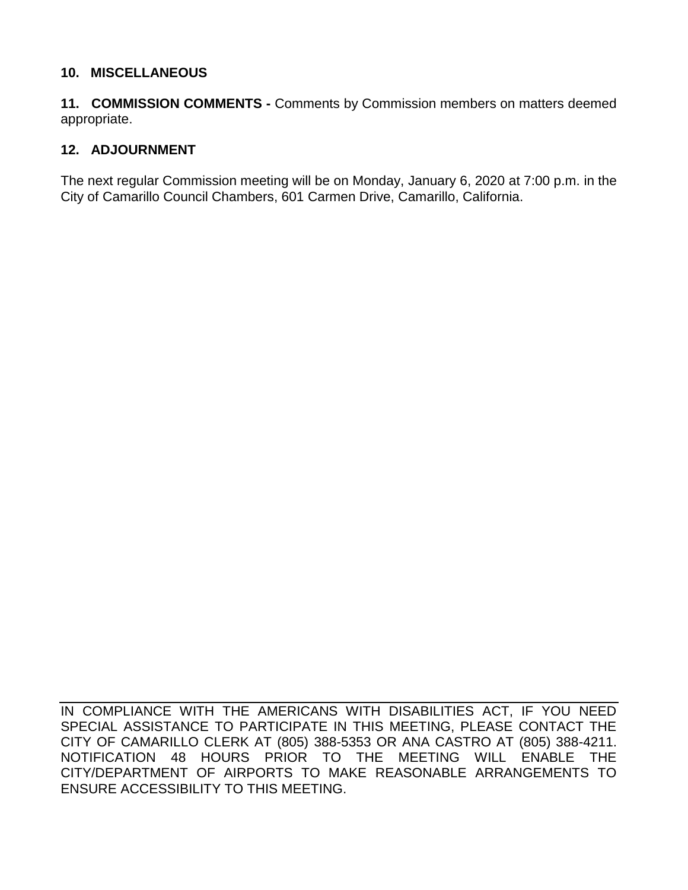**10. MISCELLANEOUS**

**11. COMMISSION COMMENTS -** Comments by Commission members on matters deemed appropriate.

**12. ADJOURNMENT**

The next regular Commission meeting will be on Monday, January 6, 2020 at 7:00 p.m. in the City of Camarillo Council Chambers, 601 Carmen Drive, Camarillo, California.

---

IN COMPLIANCE WITH THE AMERICANS WITH DISABILITIES ACT, IF YOU NEED SPECIAL ASSISTANCE TO PARTICIPATE IN THIS MEETING, PLEASE CONTACT THE CITY OF CAMARILLO CLERK AT (805) 388-5353 OR ANA CASTRO AT (805) 388-4211. NOTIFICATION 48 HOURS PRIOR TO THE MEETING WILL ENABLE THE CITY/DEPARTMENT OF AIRPORTS TO MAKE REASONABLE ARRANGEMENTS TO ENSURE ACCESSIBILITY TO THIS MEETING.